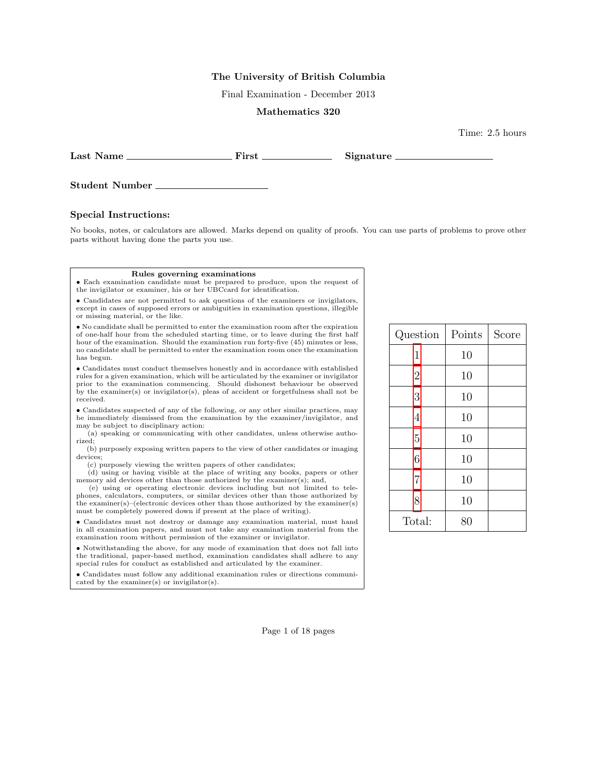**The University of British Columbia**

Final Examination - December 2013

**Mathematics 320**

Time: 2.5 hours

**Last Name** ____________________ **First** ____________ **Signature** ____________________

**Student Number** ____________________

### Special Instructions:

No books, notes, or calculators are allowed. Marks depend on quality of proofs. You can use parts of problems to prove other parts without having done the parts you use.

**Rules governing examinations**

- Each examination candidate must be prepared to produce, upon the request of the invigilator or examiner, his or her UBCcard for identification.
- Candidates are not permitted to ask questions of the examiners or invigilators, except in cases of supposed errors or ambiguities in examination questions, illegible or missing material, or the like.
- No candidate shall be permitted to enter the examination room after the expiration of one-half hour from the scheduled starting time, or to leave during the first half hour of the examination. Should the examination run forty-five (45) minutes or less, no candidate shall be permitted to enter the examination room once the examination has begun.
- Candidates must conduct themselves honestly and in accordance with established rules for a given examination, which will be articulated by the examiner or invigilator prior to the examination commencing. Should dishonest behaviour be observed by the examiner(s) or invigilator(s), pleas of accident or forgetfulness shall not be received.
- Candidates suspected of any of the following, or any other similar practices, may be immediately dismissed from the examination by the examiner/invigilator, and may be subject to disciplinary action:
  (a) speaking or communicating with other candidates, unless otherwise authorized;
  (b) purposely exposing written papers to the view of other candidates or imaging devices;
  (c) purposely viewing the written papers of other candidates;
  (d) using or having visible at the place of writing any books, papers or other memory aid devices other than those authorized by the examiner(s); and,
  (e) using or operating electronic devices including but not limited to telephones, calculators, computers, or similar devices other than those authorized by the examiner(s)–(electronic devices other than those authorized by the examiner(s) must be completely powered down if present at the place of writing).
- Candidates must not destroy or damage any examination material, must hand in all examination papers, and must not take any examination material from the examination room without permission of the examiner or invigilator.
- Notwithstanding the above, for any mode of examination that does not fall into the traditional, paper-based method, examination candidates shall adhere to any special rules for conduct as established and articulated by the examiner.
- Candidates must follow any additional examination rules or directions communicated by the examiner(s) or invigilator(s).

| Question | Points | Score |
|---|---|---|
| 1 | 10 | |
| 2 | 10 | |
| 3 | 10 | |
| 4 | 10 | |
| 5 | 10 | |
| 6 | 10 | |
| 7 | 10 | |
| 8 | 10 | |
| Total: | 80 | |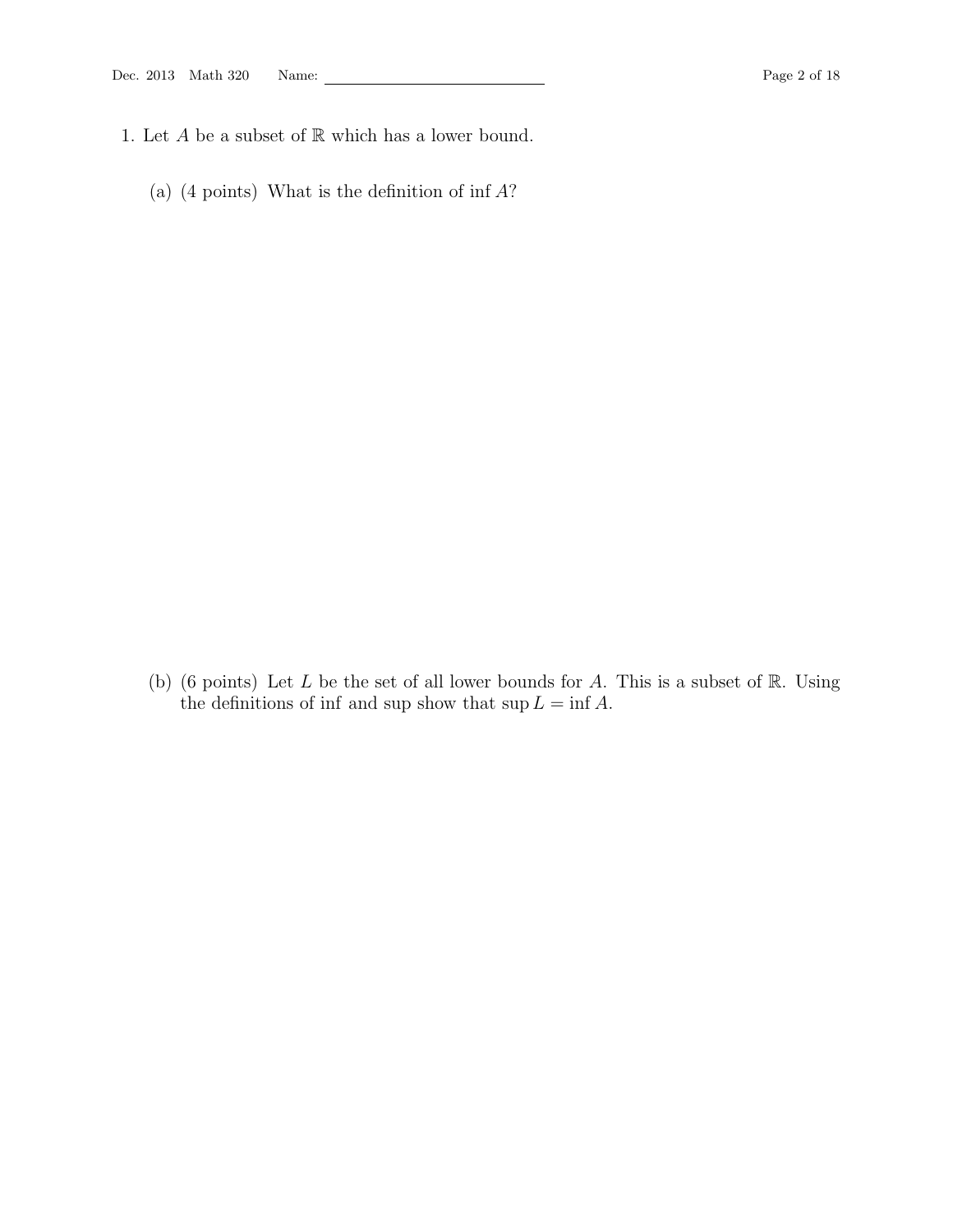1. Let $A$ be a subset of $\mathbb{R}$ which has a lower bound.

   (a) (4 points) What is the definition of $\inf A$?

   (b) (6 points) Let $L$ be the set of all lower bounds for $A$. This is a subset of $\mathbb{R}$. Using the definitions of inf and sup show that $\sup L = \inf A$.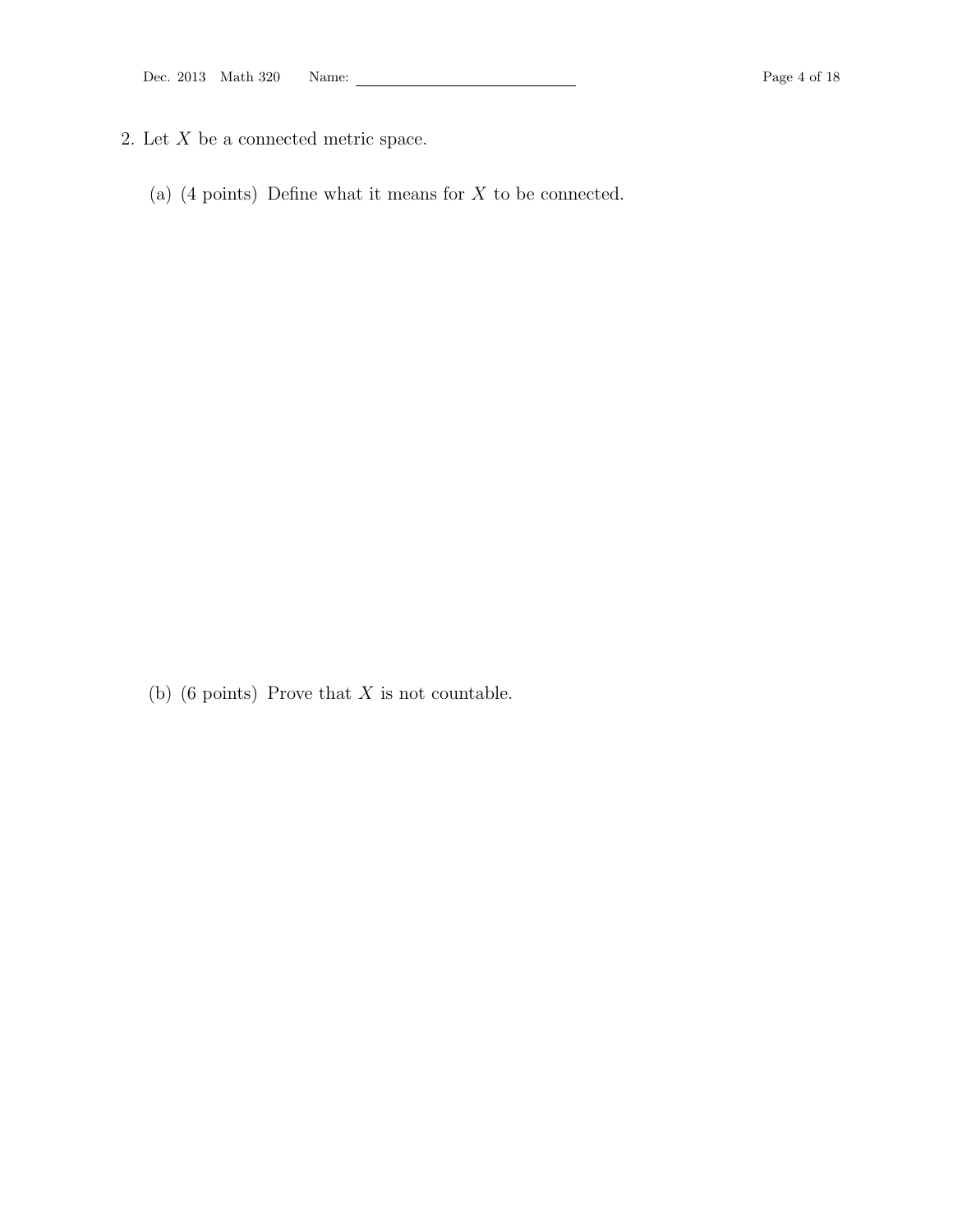2. Let $X$ be a connected metric space.

   (a) (4 points) Define what it means for $X$ to be connected.

   (b) (6 points) Prove that $X$ is not countable.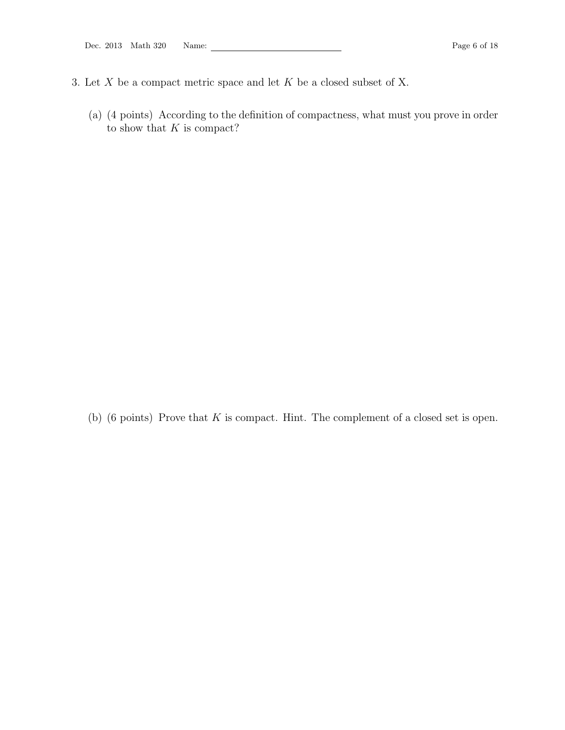3. Let $X$ be a compact metric space and let $K$ be a closed subset of X.

   (a) (4 points) According to the definition of compactness, what must you prove in order to show that $K$ is compact?

   (b) (6 points) Prove that $K$ is compact. Hint. The complement of a closed set is open.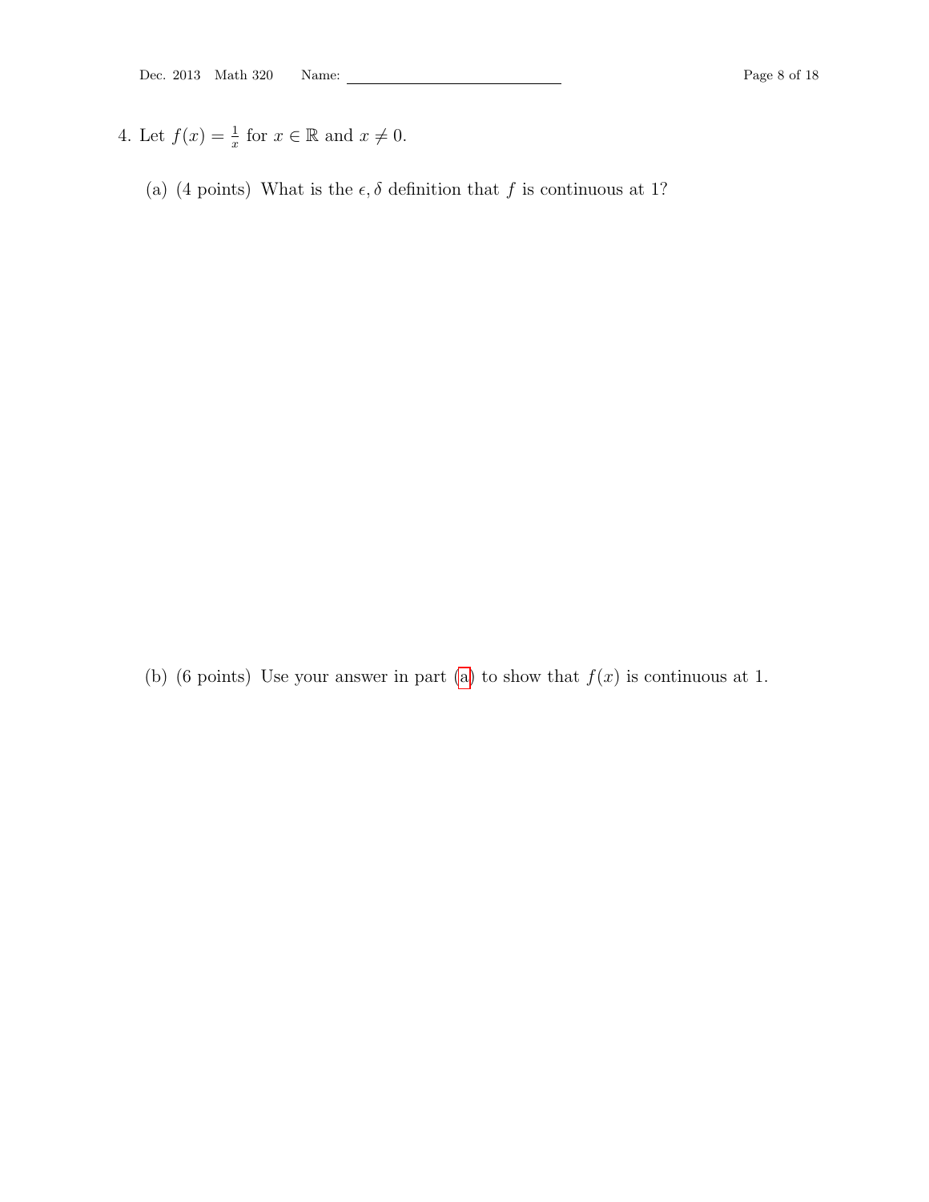4. Let $f(x) = \frac{1}{x}$ for $x \in \mathbb{R}$ and $x \neq 0$.

   (a) (4 points) What is the $\epsilon, \delta$ definition that $f$ is continuous at 1?

   (b) (6 points) Use your answer in part (a) to show that $f(x)$ is continuous at 1.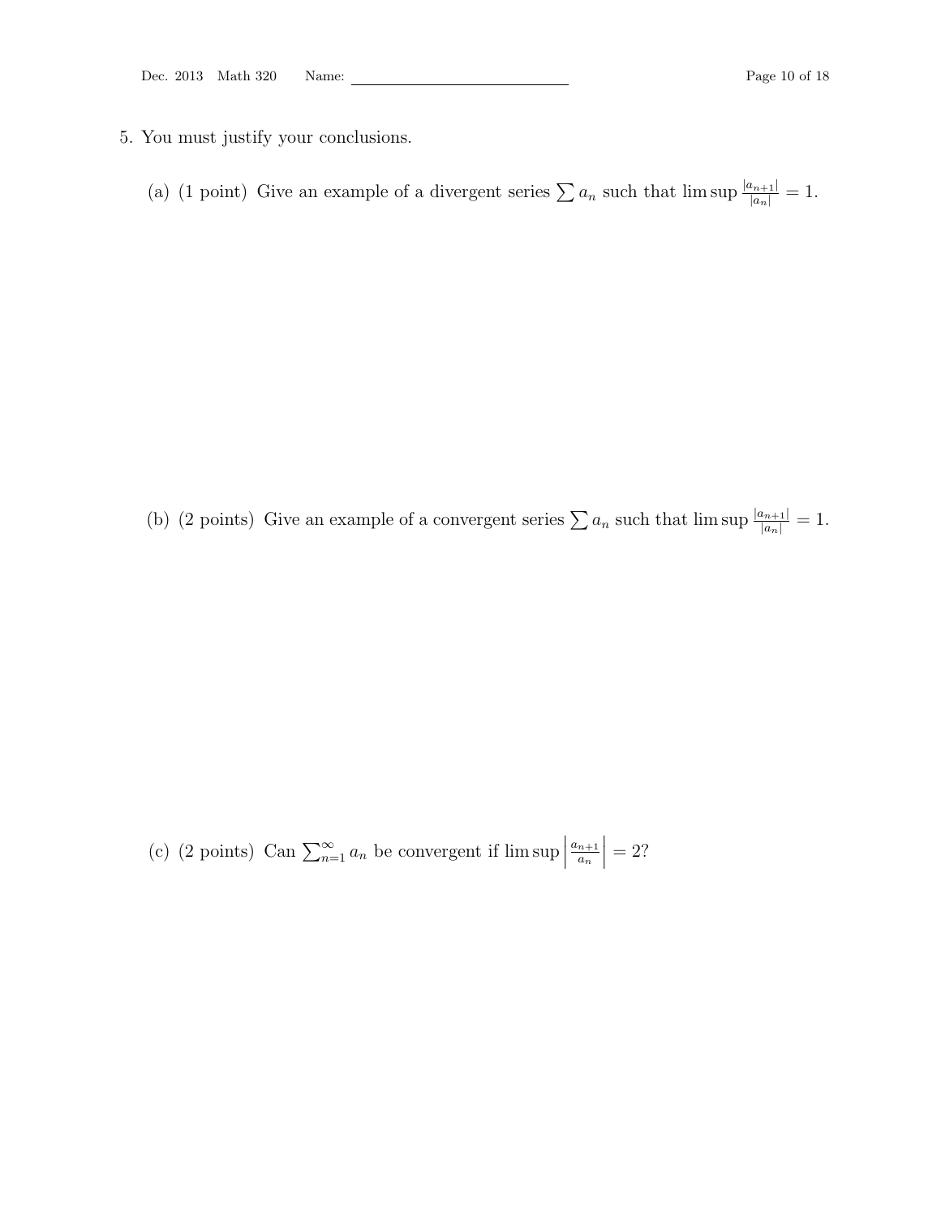5. You must justify your conclusions.

   (a) (1 point) Give an example of a divergent series $\sum a_n$ such that $\limsup \frac{|a_{n+1}|}{|a_n|} = 1$.

   (b) (2 points) Give an example of a convergent series $\sum a_n$ such that $\limsup \frac{|a_{n+1}|}{|a_n|} = 1$.

   (c) (2 points) Can $\sum_{n=1}^{\infty} a_n$ be convergent if $\limsup \left| \frac{a_{n+1}}{a_n} \right| = 2$?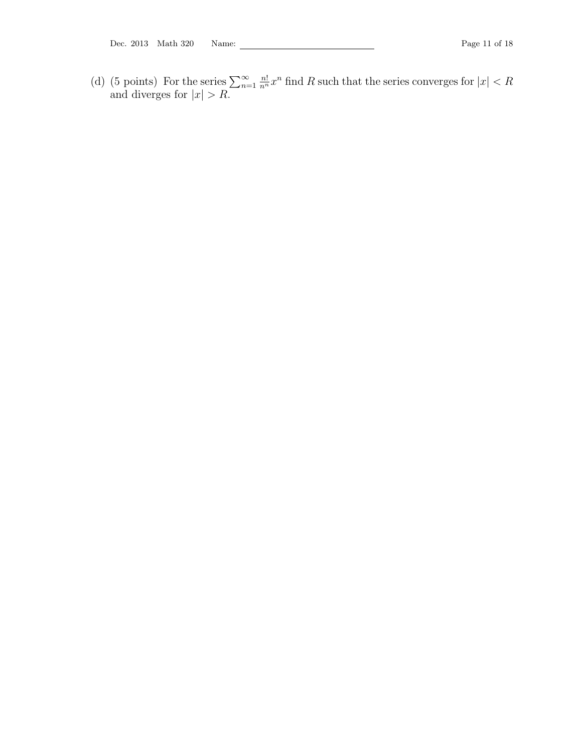(d) (5 points) For the series $\sum_{n=1}^{\infty} \frac{n!}{n^n} x^n$ find $R$ such that the series converges for $|x| < R$ and diverges for $|x| > R$.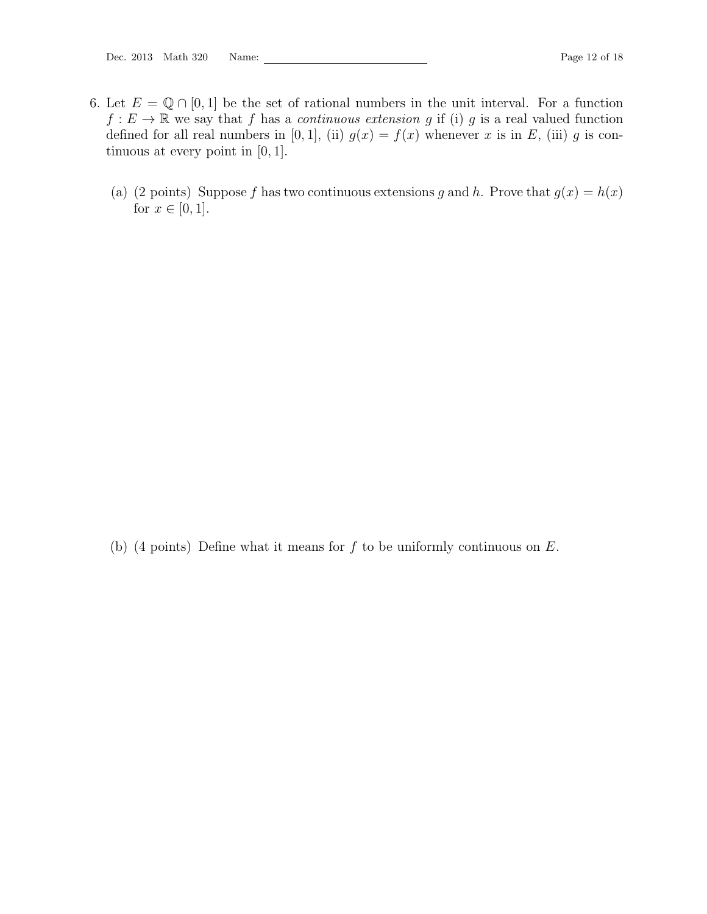6. Let $E = \mathbb{Q} \cap [0, 1]$ be the set of rational numbers in the unit interval. For a function $f : E \to \mathbb{R}$ we say that $f$ has a *continuous extension* $g$ if (i) $g$ is a real valued function defined for all real numbers in $[0, 1]$, (ii) $g(x) = f(x)$ whenever $x$ is in $E$, (iii) $g$ is continuous at every point in $[0, 1]$.

   (a) (2 points) Suppose $f$ has two continuous extensions $g$ and $h$. Prove that $g(x) = h(x)$ for $x \in [0, 1]$.

   (b) (4 points) Define what it means for $f$ to be uniformly continuous on $E$.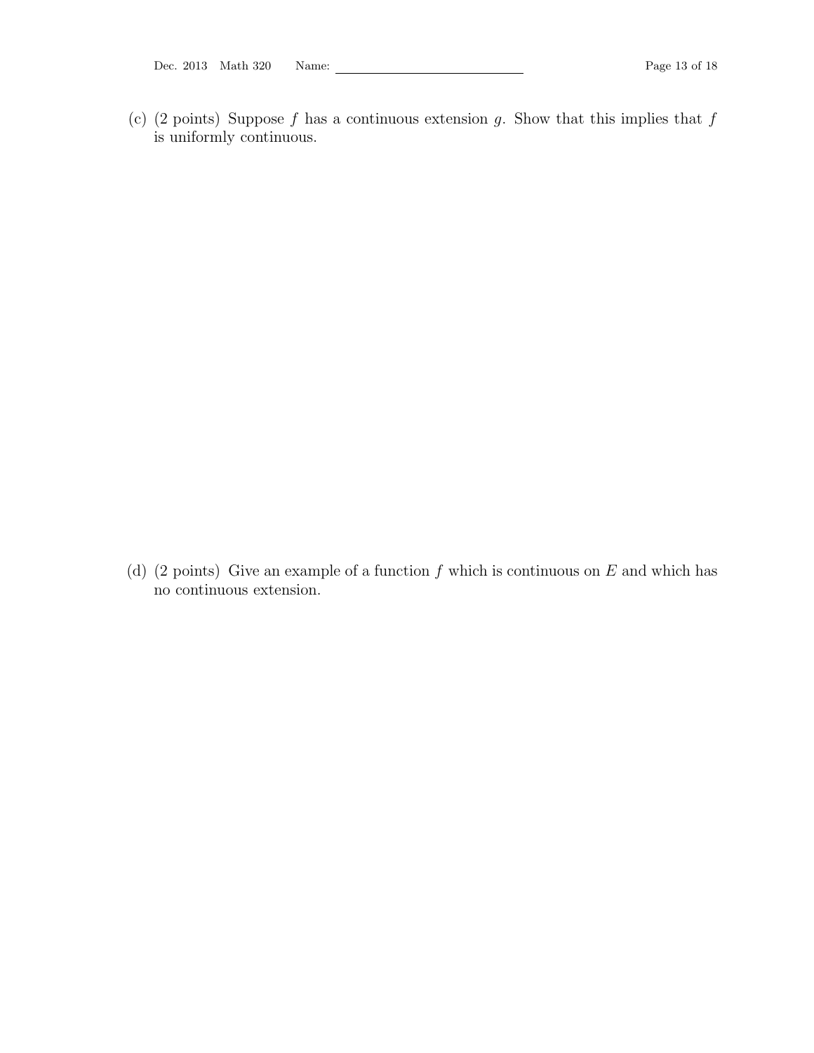(c) (2 points) Suppose $f$ has a continuous extension $g$. Show that this implies that $f$ is uniformly continuous.

(d) (2 points) Give an example of a function $f$ which is continuous on $E$ and which has no continuous extension.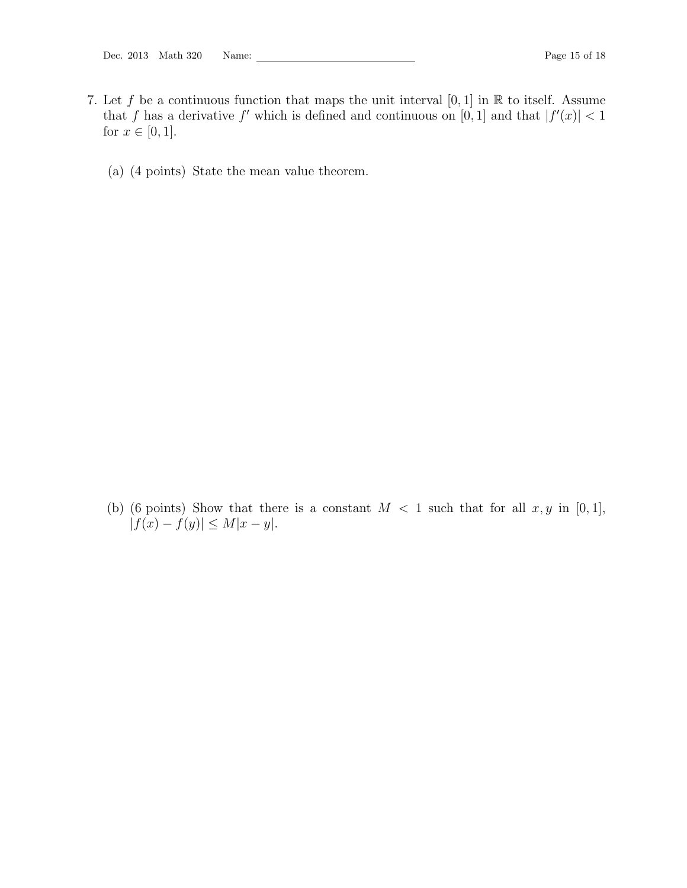7. Let $f$ be a continuous function that maps the unit interval $[0, 1]$ in $\mathbb{R}$ to itself. Assume that $f$ has a derivative $f'$ which is defined and continuous on $[0, 1]$ and that $|f'(x)| < 1$ for $x \in [0, 1]$.

   (a) (4 points) State the mean value theorem.

   (b) (6 points) Show that there is a constant $M < 1$ such that for all $x, y$ in $[0, 1]$, $|f(x) - f(y)| \leq M|x - y|$.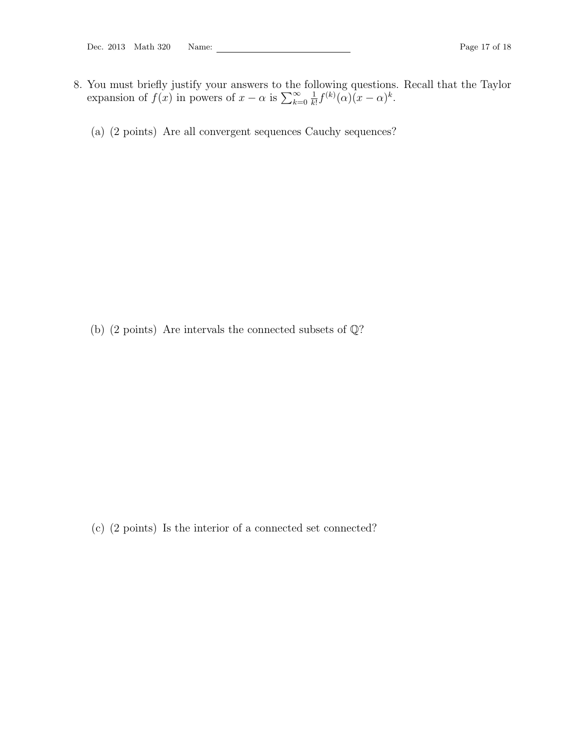8. You must briefly justify your answers to the following questions. Recall that the Taylor expansion of $f(x)$ in powers of $x - \alpha$ is $\sum_{k=0}^{\infty} \frac{1}{k!} f^{(k)}(\alpha)(x-\alpha)^k$.

   (a) (2 points) Are all convergent sequences Cauchy sequences?

   (b) (2 points) Are intervals the connected subsets of $\mathbb{Q}$?

   (c) (2 points) Is the interior of a connected set connected?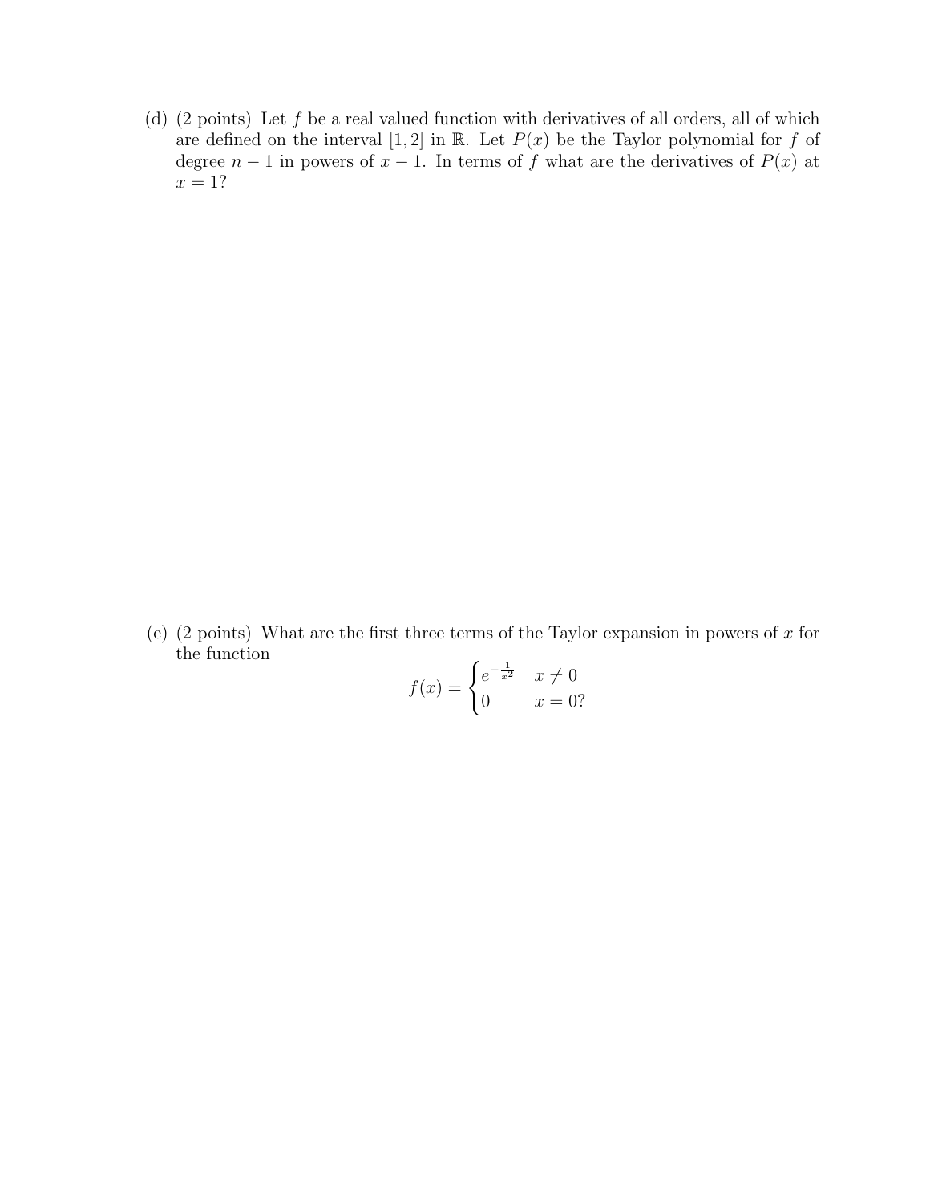(d) (2 points) Let $f$ be a real valued function with derivatives of all orders, all of which are defined on the interval $[1, 2]$ in $\mathbb{R}$. Let $P(x)$ be the Taylor polynomial for $f$ of degree $n - 1$ in powers of $x - 1$. In terms of $f$ what are the derivatives of $P(x)$ at $x = 1$?

(e) (2 points) What are the first three terms of the Taylor expansion in powers of $x$ for the function

$$f(x) = \begin{cases} e^{-\frac{1}{x^2}} & x \neq 0 \\ 0 & x = 0? \end{cases}$$